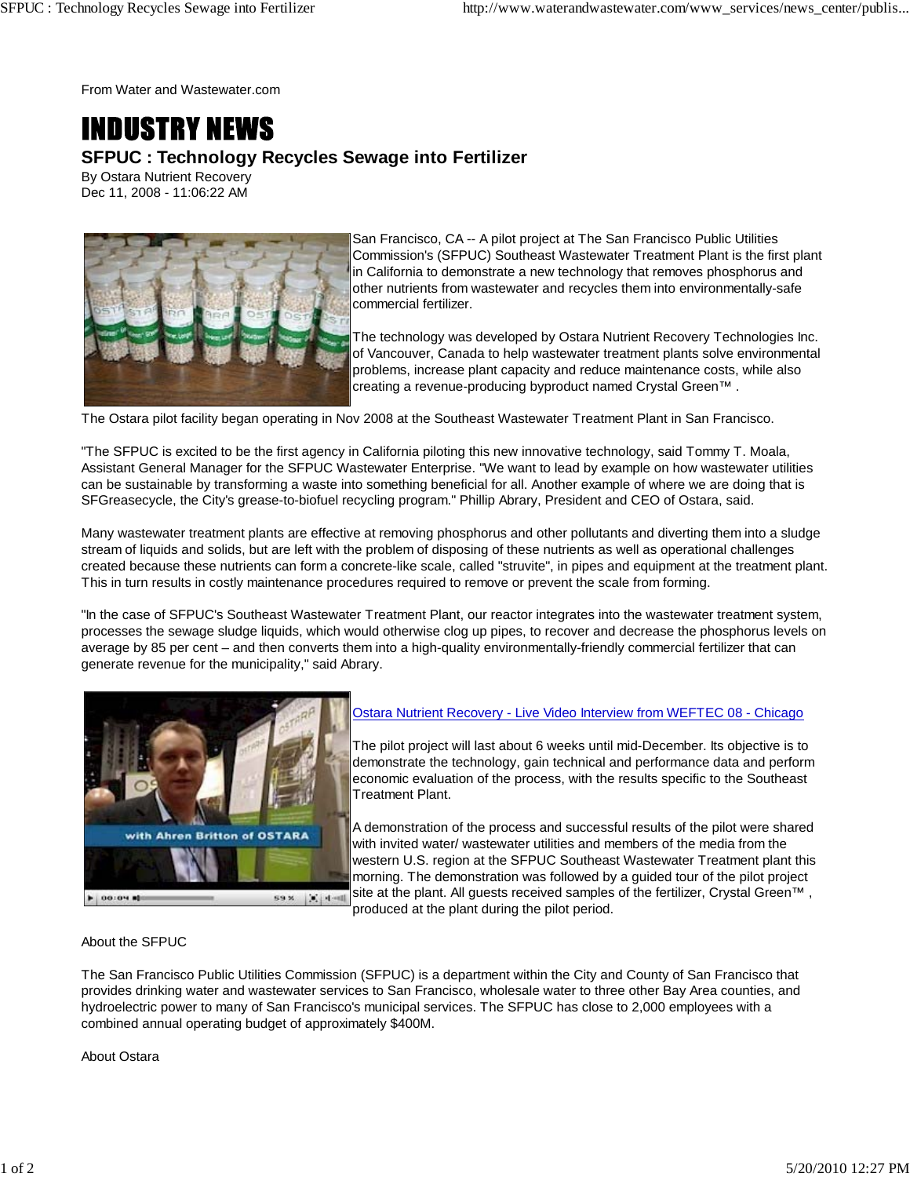From Water and Wastewater.com

# INDUSTRY NEWS

## SFPUC : Technology Recycles Sewage into Fertilizer

By Ostara Nutrient Recovery
Dec 11, 2008 - 11:06:22 AM

San Francisco, CA -- A pilot project at The San Francisco Public Utilities Commission's (SFPUC) Southeast Wastewater Treatment Plant is the first plant in California to demonstrate a new technology that removes phosphorus and other nutrients from wastewater and recycles them into environmentally-safe commercial fertilizer.

The technology was developed by Ostara Nutrient Recovery Technologies Inc. of Vancouver, Canada to help wastewater treatment plants solve environmental problems, increase plant capacity and reduce maintenance costs, while also creating a revenue-producing byproduct named Crystal Green™ .

The Ostara pilot facility began operating in Nov 2008 at the Southeast Wastewater Treatment Plant in San Francisco.

"The SFPUC is excited to be the first agency in California piloting this new innovative technology, said Tommy T. Moala, Assistant General Manager for the SFPUC Wastewater Enterprise. "We want to lead by example on how wastewater utilities can be sustainable by transforming a waste into something beneficial for all. Another example of where we are doing that is SFGreasecycle, the City's grease-to-biofuel recycling program." Phillip Abrary, President and CEO of Ostara, said.

Many wastewater treatment plants are effective at removing phosphorus and other pollutants and diverting them into a sludge stream of liquids and solids, but are left with the problem of disposing of these nutrients as well as operational challenges created because these nutrients can form a concrete-like scale, called "struvite", in pipes and equipment at the treatment plant. This in turn results in costly maintenance procedures required to remove or prevent the scale from forming.

"In the case of SFPUC's Southeast Wastewater Treatment Plant, our reactor integrates into the wastewater treatment system, processes the sewage sludge liquids, which would otherwise clog up pipes, to recover and decrease the phosphorus levels on average by 85 per cent – and then converts them into a high-quality environmentally-friendly commercial fertilizer that can generate revenue for the municipality," said Abrary.

[Ostara Nutrient Recovery - Live Video Interview from WEFTEC 08 - Chicago]

The pilot project will last about 6 weeks until mid-December. Its objective is to demonstrate the technology, gain technical and performance data and perform economic evaluation of the process, with the results specific to the Southeast Treatment Plant.

A demonstration of the process and successful results of the pilot were shared with invited water/ wastewater utilities and members of the media from the western U.S. region at the SFPUC Southeast Wastewater Treatment plant this morning. The demonstration was followed by a guided tour of the pilot project site at the plant. All guests received samples of the fertilizer, Crystal Green™ , produced at the plant during the pilot period.

About the SFPUC

The San Francisco Public Utilities Commission (SFPUC) is a department within the City and County of San Francisco that provides drinking water and wastewater services to San Francisco, wholesale water to three other Bay Area counties, and hydroelectric power to many of San Francisco's municipal services. The SFPUC has close to 2,000 employees with a combined annual operating budget of approximately $400M.

About Ostara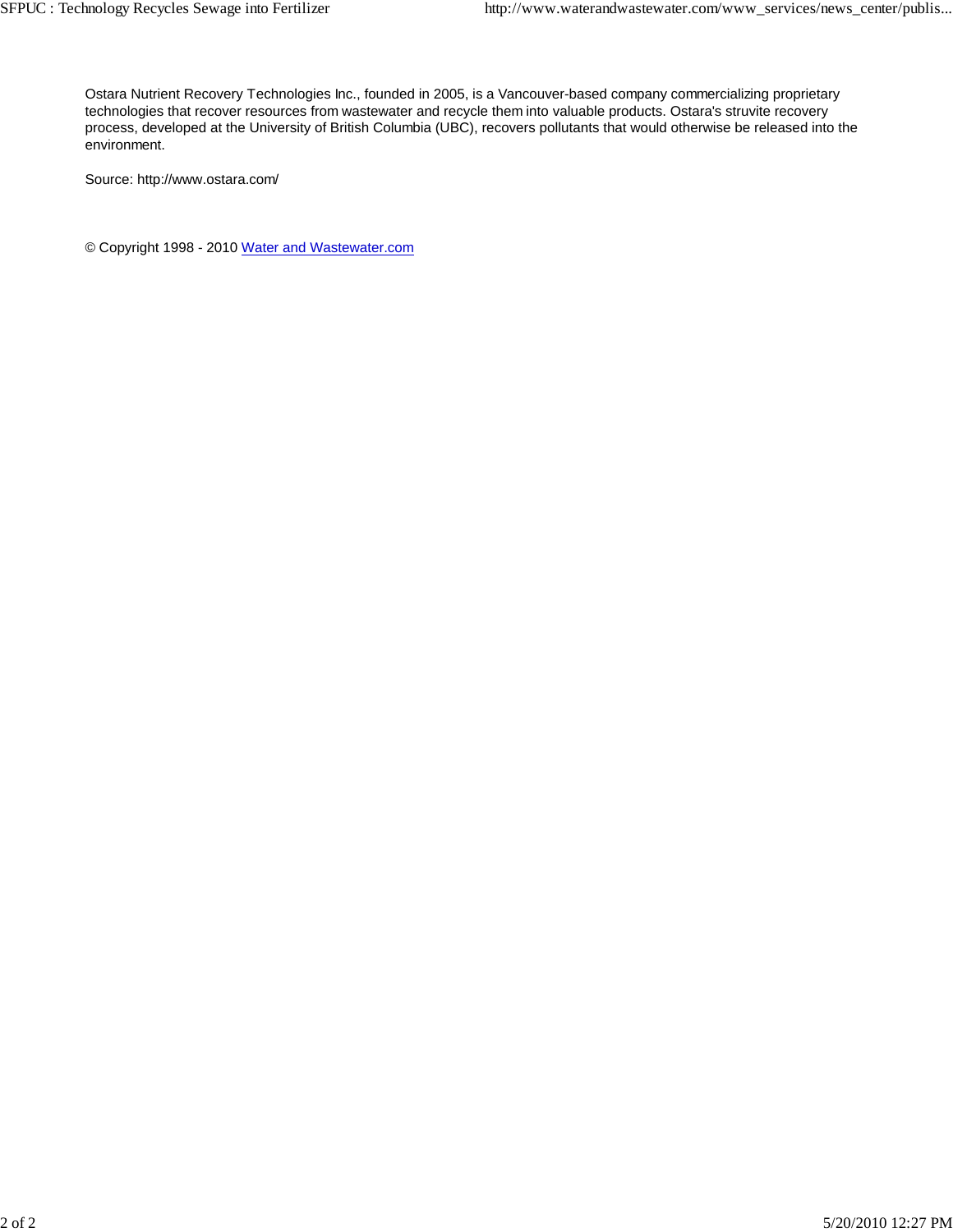Ostara Nutrient Recovery Technologies Inc., founded in 2005, is a Vancouver-based company commercializing proprietary technologies that recover resources from wastewater and recycle them into valuable products. Ostara's struvite recovery process, developed at the University of British Columbia (UBC), recovers pollutants that would otherwise be released into the environment.

Source: http://www.ostara.com/

© Copyright 1998 - 2010 Water and Wastewater.com